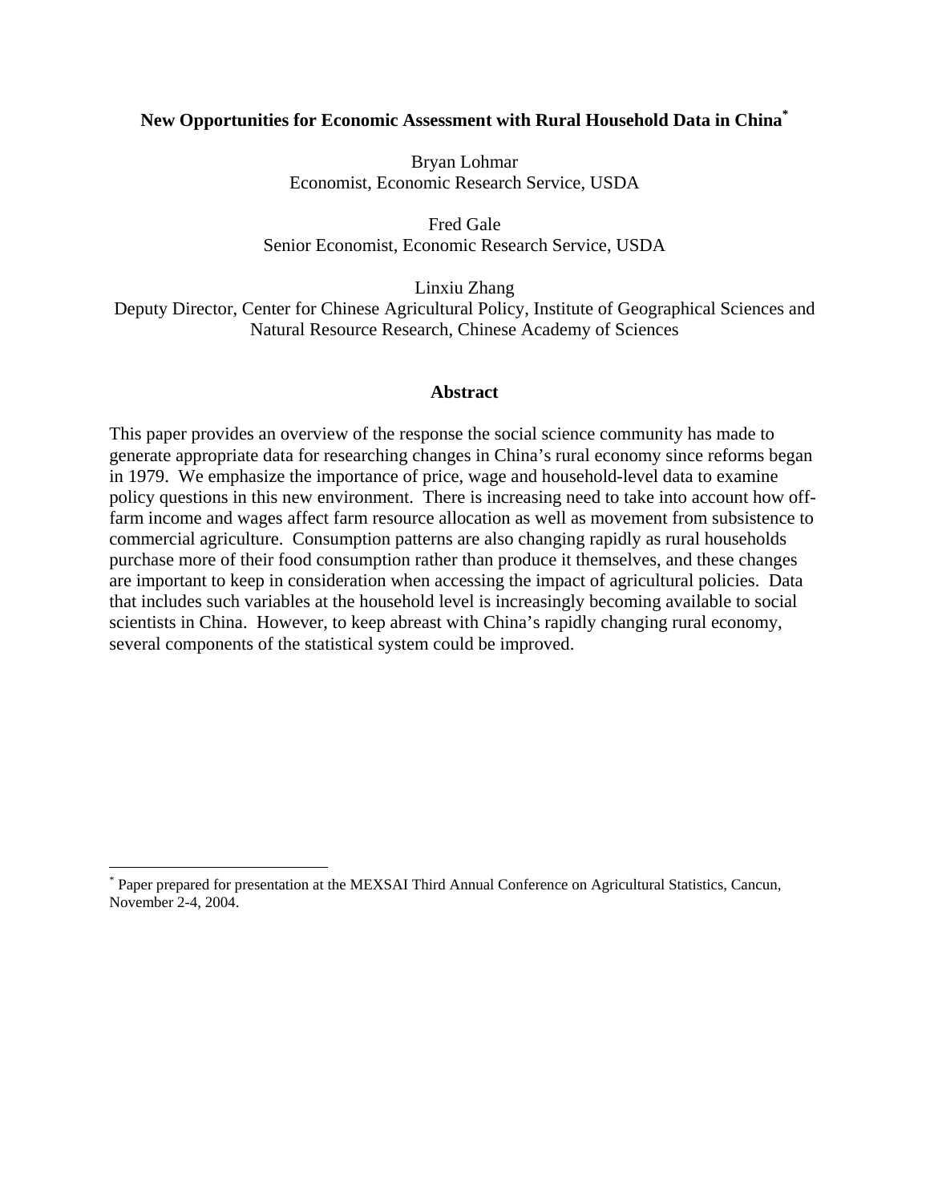# New Opportunities for Economic Assessment with Rural Household Data in China*

Bryan Lohmar
Economist, Economic Research Service, USDA

Fred Gale
Senior Economist, Economic Research Service, USDA

Linxiu Zhang
Deputy Director, Center for Chinese Agricultural Policy, Institute of Geographical Sciences and Natural Resource Research, Chinese Academy of Sciences

## Abstract

This paper provides an overview of the response the social science community has made to generate appropriate data for researching changes in China's rural economy since reforms began in 1979. We emphasize the importance of price, wage and household-level data to examine policy questions in this new environment. There is increasing need to take into account how off-farm income and wages affect farm resource allocation as well as movement from subsistence to commercial agriculture. Consumption patterns are also changing rapidly as rural households purchase more of their food consumption rather than produce it themselves, and these changes are important to keep in consideration when accessing the impact of agricultural policies. Data that includes such variables at the household level is increasingly becoming available to social scientists in China. However, to keep abreast with China's rapidly changing rural economy, several components of the statistical system could be improved.

---

* Paper prepared for presentation at the MEXSAI Third Annual Conference on Agricultural Statistics, Cancun, November 2-4, 2004.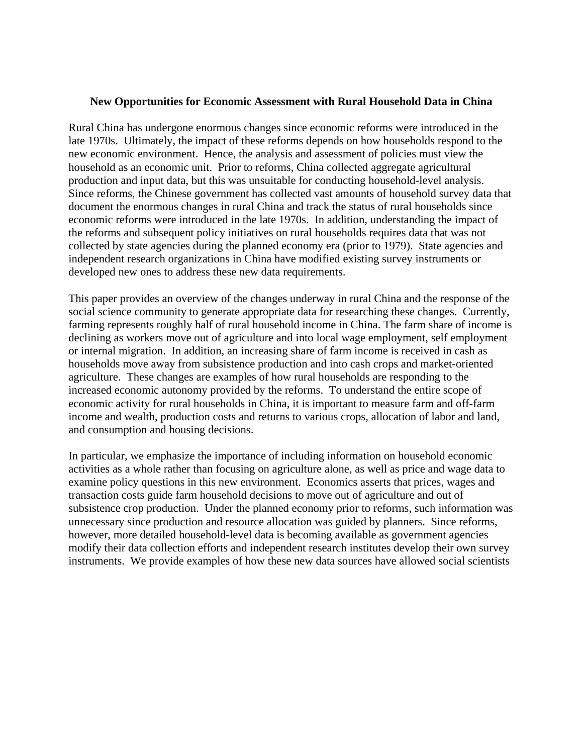**New Opportunities for Economic Assessment with Rural Household Data in China**

Rural China has undergone enormous changes since economic reforms were introduced in the late 1970s. Ultimately, the impact of these reforms depends on how households respond to the new economic environment. Hence, the analysis and assessment of policies must view the household as an economic unit. Prior to reforms, China collected aggregate agricultural production and input data, but this was unsuitable for conducting household-level analysis. Since reforms, the Chinese government has collected vast amounts of household survey data that document the enormous changes in rural China and track the status of rural households since economic reforms were introduced in the late 1970s. In addition, understanding the impact of the reforms and subsequent policy initiatives on rural households requires data that was not collected by state agencies during the planned economy era (prior to 1979). State agencies and independent research organizations in China have modified existing survey instruments or developed new ones to address these new data requirements.

This paper provides an overview of the changes underway in rural China and the response of the social science community to generate appropriate data for researching these changes. Currently, farming represents roughly half of rural household income in China. The farm share of income is declining as workers move out of agriculture and into local wage employment, self employment or internal migration. In addition, an increasing share of farm income is received in cash as households move away from subsistence production and into cash crops and market-oriented agriculture. These changes are examples of how rural households are responding to the increased economic autonomy provided by the reforms. To understand the entire scope of economic activity for rural households in China, it is important to measure farm and off-farm income and wealth, production costs and returns to various crops, allocation of labor and land, and consumption and housing decisions.

In particular, we emphasize the importance of including information on household economic activities as a whole rather than focusing on agriculture alone, as well as price and wage data to examine policy questions in this new environment. Economics asserts that prices, wages and transaction costs guide farm household decisions to move out of agriculture and out of subsistence crop production. Under the planned economy prior to reforms, such information was unnecessary since production and resource allocation was guided by planners. Since reforms, however, more detailed household-level data is becoming available as government agencies modify their data collection efforts and independent research institutes develop their own survey instruments. We provide examples of how these new data sources have allowed social scientists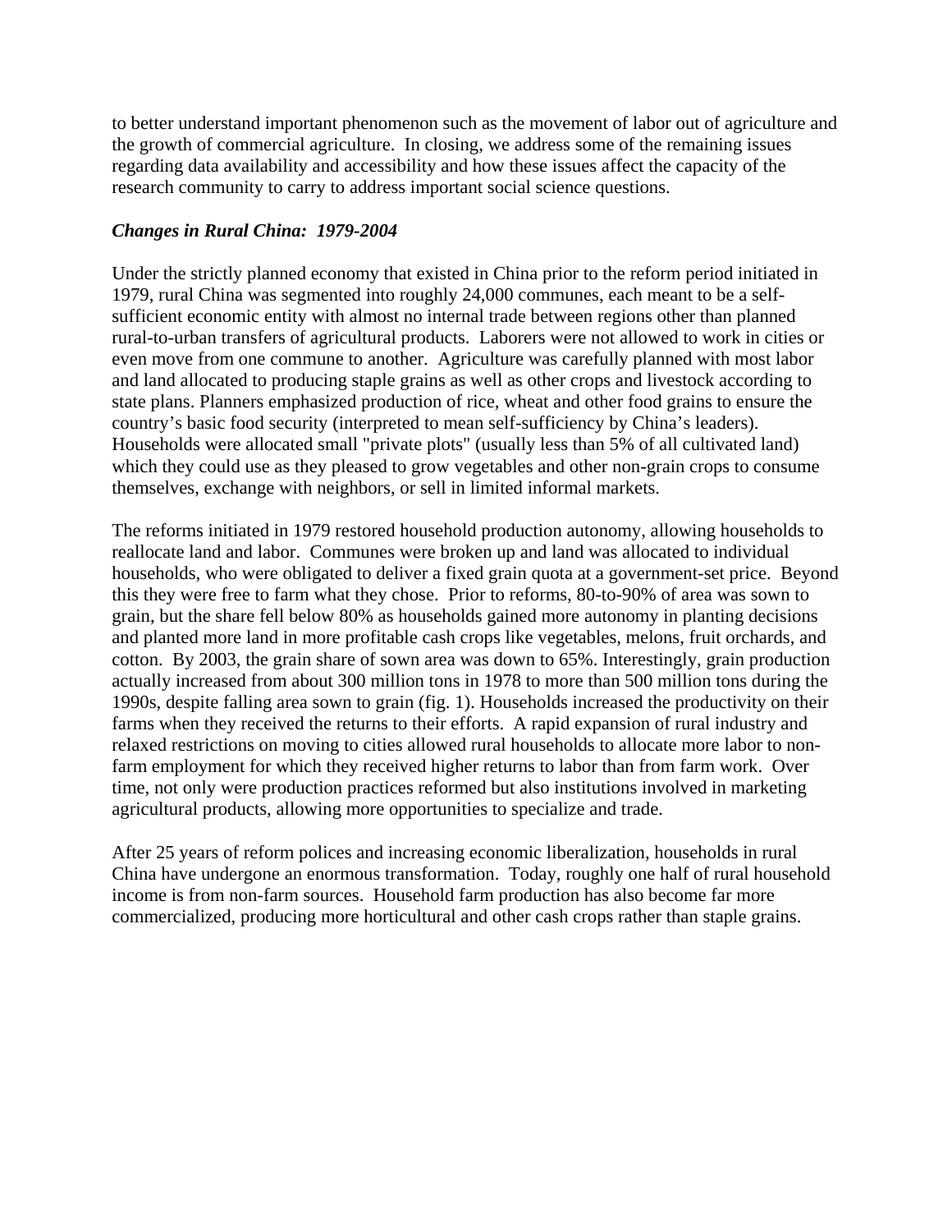to better understand important phenomenon such as the movement of labor out of agriculture and the growth of commercial agriculture. In closing, we address some of the remaining issues regarding data availability and accessibility and how these issues affect the capacity of the research community to carry to address important social science questions.

***Changes in Rural China: 1979-2004***

Under the strictly planned economy that existed in China prior to the reform period initiated in 1979, rural China was segmented into roughly 24,000 communes, each meant to be a self-sufficient economic entity with almost no internal trade between regions other than planned rural-to-urban transfers of agricultural products. Laborers were not allowed to work in cities or even move from one commune to another. Agriculture was carefully planned with most labor and land allocated to producing staple grains as well as other crops and livestock according to state plans. Planners emphasized production of rice, wheat and other food grains to ensure the country's basic food security (interpreted to mean self-sufficiency by China's leaders). Households were allocated small "private plots" (usually less than 5% of all cultivated land) which they could use as they pleased to grow vegetables and other non-grain crops to consume themselves, exchange with neighbors, or sell in limited informal markets.

The reforms initiated in 1979 restored household production autonomy, allowing households to reallocate land and labor. Communes were broken up and land was allocated to individual households, who were obligated to deliver a fixed grain quota at a government-set price. Beyond this they were free to farm what they chose. Prior to reforms, 80-to-90% of area was sown to grain, but the share fell below 80% as households gained more autonomy in planting decisions and planted more land in more profitable cash crops like vegetables, melons, fruit orchards, and cotton. By 2003, the grain share of sown area was down to 65%. Interestingly, grain production actually increased from about 300 million tons in 1978 to more than 500 million tons during the 1990s, despite falling area sown to grain (fig. 1). Households increased the productivity on their farms when they received the returns to their efforts. A rapid expansion of rural industry and relaxed restrictions on moving to cities allowed rural households to allocate more labor to non-farm employment for which they received higher returns to labor than from farm work. Over time, not only were production practices reformed but also institutions involved in marketing agricultural products, allowing more opportunities to specialize and trade.

After 25 years of reform polices and increasing economic liberalization, households in rural China have undergone an enormous transformation. Today, roughly one half of rural household income is from non-farm sources. Household farm production has also become far more commercialized, producing more horticultural and other cash crops rather than staple grains.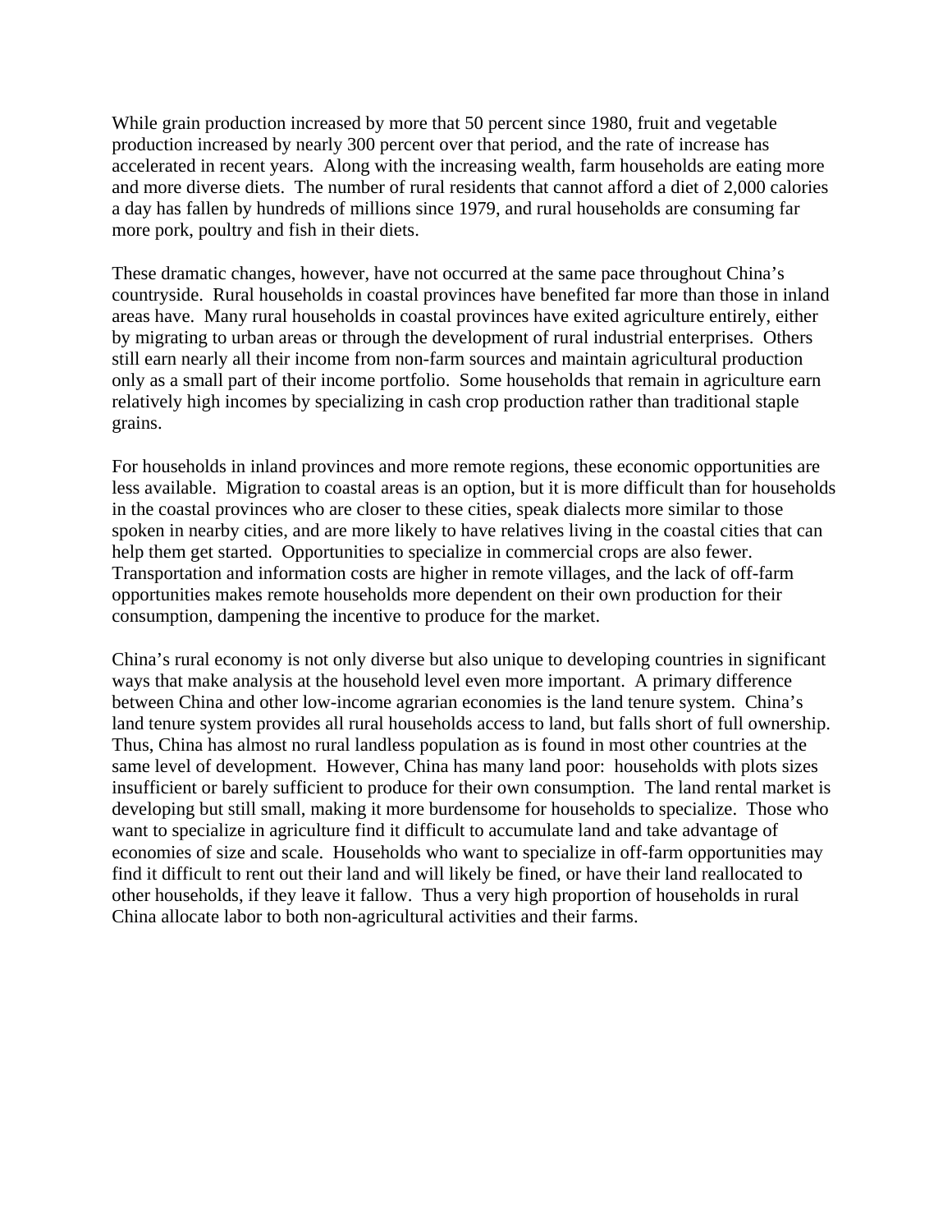While grain production increased by more that 50 percent since 1980, fruit and vegetable production increased by nearly 300 percent over that period, and the rate of increase has accelerated in recent years. Along with the increasing wealth, farm households are eating more and more diverse diets. The number of rural residents that cannot afford a diet of 2,000 calories a day has fallen by hundreds of millions since 1979, and rural households are consuming far more pork, poultry and fish in their diets.

These dramatic changes, however, have not occurred at the same pace throughout China's countryside. Rural households in coastal provinces have benefited far more than those in inland areas have. Many rural households in coastal provinces have exited agriculture entirely, either by migrating to urban areas or through the development of rural industrial enterprises. Others still earn nearly all their income from non-farm sources and maintain agricultural production only as a small part of their income portfolio. Some households that remain in agriculture earn relatively high incomes by specializing in cash crop production rather than traditional staple grains.

For households in inland provinces and more remote regions, these economic opportunities are less available. Migration to coastal areas is an option, but it is more difficult than for households in the coastal provinces who are closer to these cities, speak dialects more similar to those spoken in nearby cities, and are more likely to have relatives living in the coastal cities that can help them get started. Opportunities to specialize in commercial crops are also fewer. Transportation and information costs are higher in remote villages, and the lack of off-farm opportunities makes remote households more dependent on their own production for their consumption, dampening the incentive to produce for the market.

China's rural economy is not only diverse but also unique to developing countries in significant ways that make analysis at the household level even more important. A primary difference between China and other low-income agrarian economies is the land tenure system. China's land tenure system provides all rural households access to land, but falls short of full ownership. Thus, China has almost no rural landless population as is found in most other countries at the same level of development. However, China has many land poor: households with plots sizes insufficient or barely sufficient to produce for their own consumption. The land rental market is developing but still small, making it more burdensome for households to specialize. Those who want to specialize in agriculture find it difficult to accumulate land and take advantage of economies of size and scale. Households who want to specialize in off-farm opportunities may find it difficult to rent out their land and will likely be fined, or have their land reallocated to other households, if they leave it fallow. Thus a very high proportion of households in rural China allocate labor to both non-agricultural activities and their farms.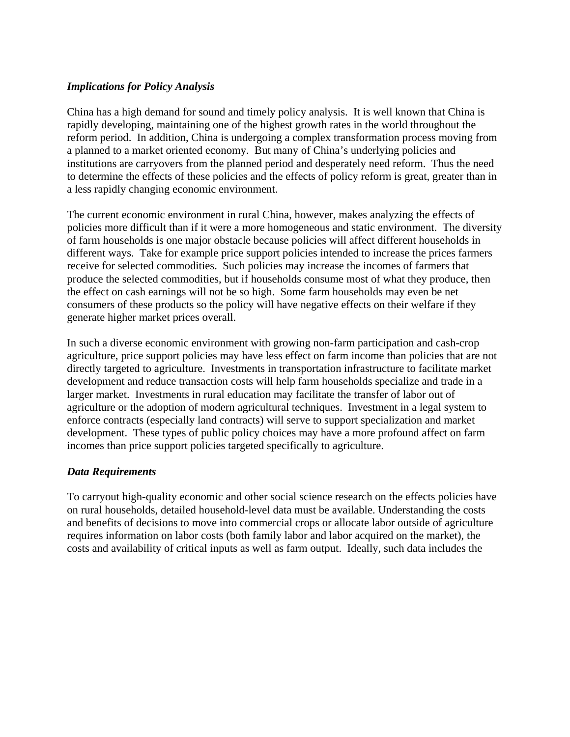### *Implications for Policy Analysis*

China has a high demand for sound and timely policy analysis. It is well known that China is rapidly developing, maintaining one of the highest growth rates in the world throughout the reform period. In addition, China is undergoing a complex transformation process moving from a planned to a market oriented economy. But many of China's underlying policies and institutions are carryovers from the planned period and desperately need reform. Thus the need to determine the effects of these policies and the effects of policy reform is great, greater than in a less rapidly changing economic environment.

The current economic environment in rural China, however, makes analyzing the effects of policies more difficult than if it were a more homogeneous and static environment. The diversity of farm households is one major obstacle because policies will affect different households in different ways. Take for example price support policies intended to increase the prices farmers receive for selected commodities. Such policies may increase the incomes of farmers that produce the selected commodities, but if households consume most of what they produce, then the effect on cash earnings will not be so high. Some farm households may even be net consumers of these products so the policy will have negative effects on their welfare if they generate higher market prices overall.

In such a diverse economic environment with growing non-farm participation and cash-crop agriculture, price support policies may have less effect on farm income than policies that are not directly targeted to agriculture. Investments in transportation infrastructure to facilitate market development and reduce transaction costs will help farm households specialize and trade in a larger market. Investments in rural education may facilitate the transfer of labor out of agriculture or the adoption of modern agricultural techniques. Investment in a legal system to enforce contracts (especially land contracts) will serve to support specialization and market development. These types of public policy choices may have a more profound affect on farm incomes than price support policies targeted specifically to agriculture.

### *Data Requirements*

To carryout high-quality economic and other social science research on the effects policies have on rural households, detailed household-level data must be available. Understanding the costs and benefits of decisions to move into commercial crops or allocate labor outside of agriculture requires information on labor costs (both family labor and labor acquired on the market), the costs and availability of critical inputs as well as farm output. Ideally, such data includes the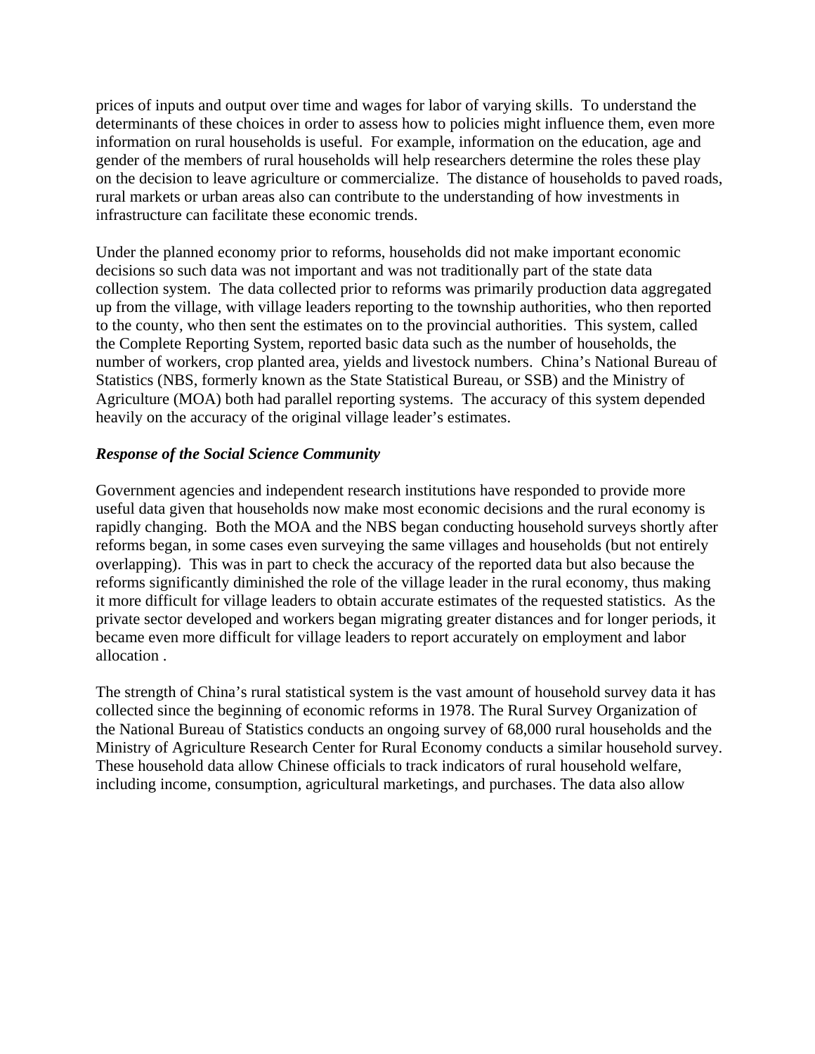prices of inputs and output over time and wages for labor of varying skills. To understand the determinants of these choices in order to assess how to policies might influence them, even more information on rural households is useful. For example, information on the education, age and gender of the members of rural households will help researchers determine the roles these play on the decision to leave agriculture or commercialize. The distance of households to paved roads, rural markets or urban areas also can contribute to the understanding of how investments in infrastructure can facilitate these economic trends.

Under the planned economy prior to reforms, households did not make important economic decisions so such data was not important and was not traditionally part of the state data collection system. The data collected prior to reforms was primarily production data aggregated up from the village, with village leaders reporting to the township authorities, who then reported to the county, who then sent the estimates on to the provincial authorities. This system, called the Complete Reporting System, reported basic data such as the number of households, the number of workers, crop planted area, yields and livestock numbers. China's National Bureau of Statistics (NBS, formerly known as the State Statistical Bureau, or SSB) and the Ministry of Agriculture (MOA) both had parallel reporting systems. The accuracy of this system depended heavily on the accuracy of the original village leader's estimates.

***Response of the Social Science Community***

Government agencies and independent research institutions have responded to provide more useful data given that households now make most economic decisions and the rural economy is rapidly changing. Both the MOA and the NBS began conducting household surveys shortly after reforms began, in some cases even surveying the same villages and households (but not entirely overlapping). This was in part to check the accuracy of the reported data but also because the reforms significantly diminished the role of the village leader in the rural economy, thus making it more difficult for village leaders to obtain accurate estimates of the requested statistics. As the private sector developed and workers began migrating greater distances and for longer periods, it became even more difficult for village leaders to report accurately on employment and labor allocation .

The strength of China's rural statistical system is the vast amount of household survey data it has collected since the beginning of economic reforms in 1978. The Rural Survey Organization of the National Bureau of Statistics conducts an ongoing survey of 68,000 rural households and the Ministry of Agriculture Research Center for Rural Economy conducts a similar household survey. These household data allow Chinese officials to track indicators of rural household welfare, including income, consumption, agricultural marketings, and purchases. The data also allow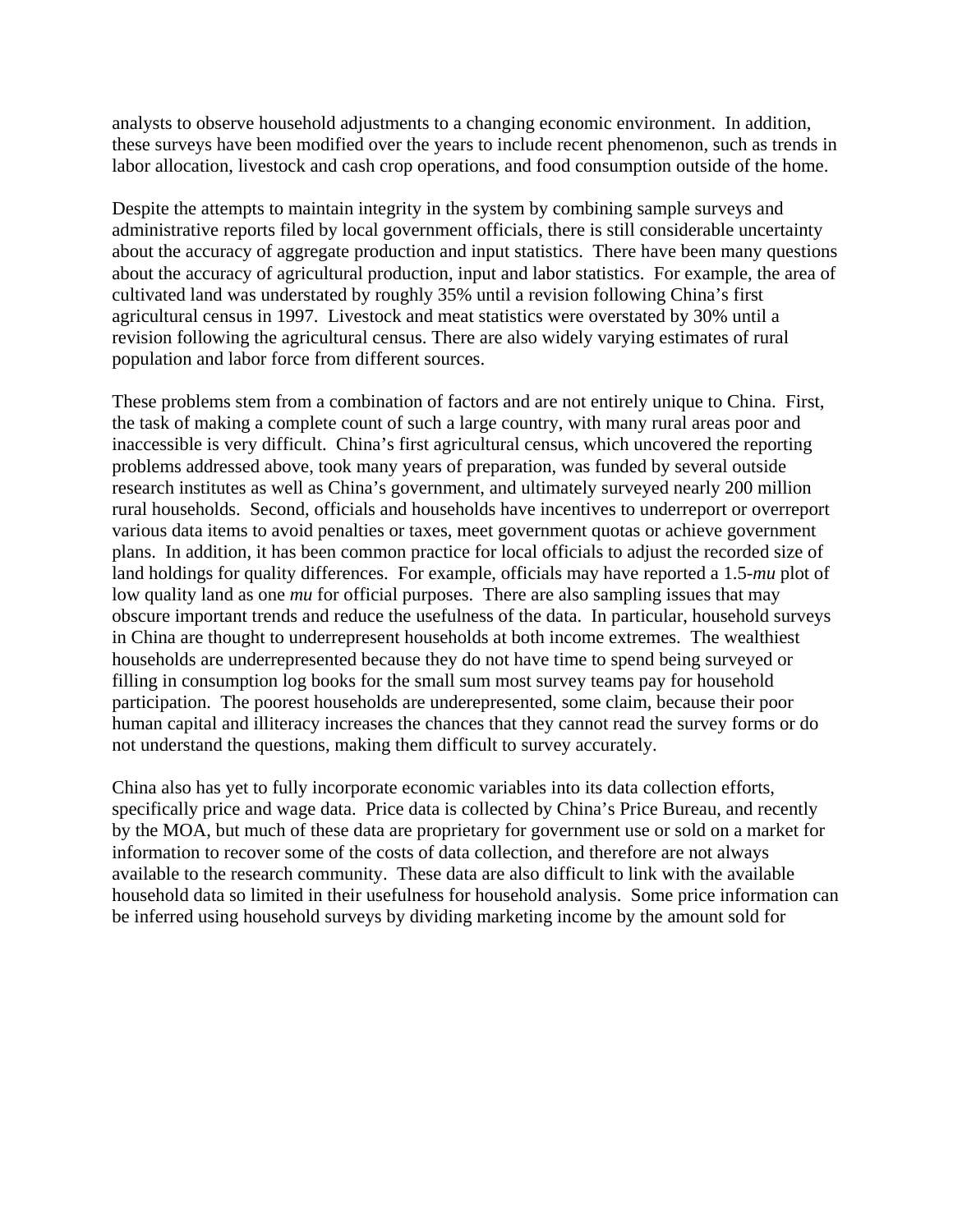analysts to observe household adjustments to a changing economic environment. In addition, these surveys have been modified over the years to include recent phenomenon, such as trends in labor allocation, livestock and cash crop operations, and food consumption outside of the home.

Despite the attempts to maintain integrity in the system by combining sample surveys and administrative reports filed by local government officials, there is still considerable uncertainty about the accuracy of aggregate production and input statistics. There have been many questions about the accuracy of agricultural production, input and labor statistics. For example, the area of cultivated land was understated by roughly 35% until a revision following China's first agricultural census in 1997. Livestock and meat statistics were overstated by 30% until a revision following the agricultural census. There are also widely varying estimates of rural population and labor force from different sources.

These problems stem from a combination of factors and are not entirely unique to China. First, the task of making a complete count of such a large country, with many rural areas poor and inaccessible is very difficult. China's first agricultural census, which uncovered the reporting problems addressed above, took many years of preparation, was funded by several outside research institutes as well as China's government, and ultimately surveyed nearly 200 million rural households. Second, officials and households have incentives to underreport or overreport various data items to avoid penalties or taxes, meet government quotas or achieve government plans. In addition, it has been common practice for local officials to adjust the recorded size of land holdings for quality differences. For example, officials may have reported a 1.5-*mu* plot of low quality land as one *mu* for official purposes. There are also sampling issues that may obscure important trends and reduce the usefulness of the data. In particular, household surveys in China are thought to underrepresent households at both income extremes. The wealthiest households are underrepresented because they do not have time to spend being surveyed or filling in consumption log books for the small sum most survey teams pay for household participation. The poorest households are underepresented, some claim, because their poor human capital and illiteracy increases the chances that they cannot read the survey forms or do not understand the questions, making them difficult to survey accurately.

China also has yet to fully incorporate economic variables into its data collection efforts, specifically price and wage data. Price data is collected by China's Price Bureau, and recently by the MOA, but much of these data are proprietary for government use or sold on a market for information to recover some of the costs of data collection, and therefore are not always available to the research community. These data are also difficult to link with the available household data so limited in their usefulness for household analysis. Some price information can be inferred using household surveys by dividing marketing income by the amount sold for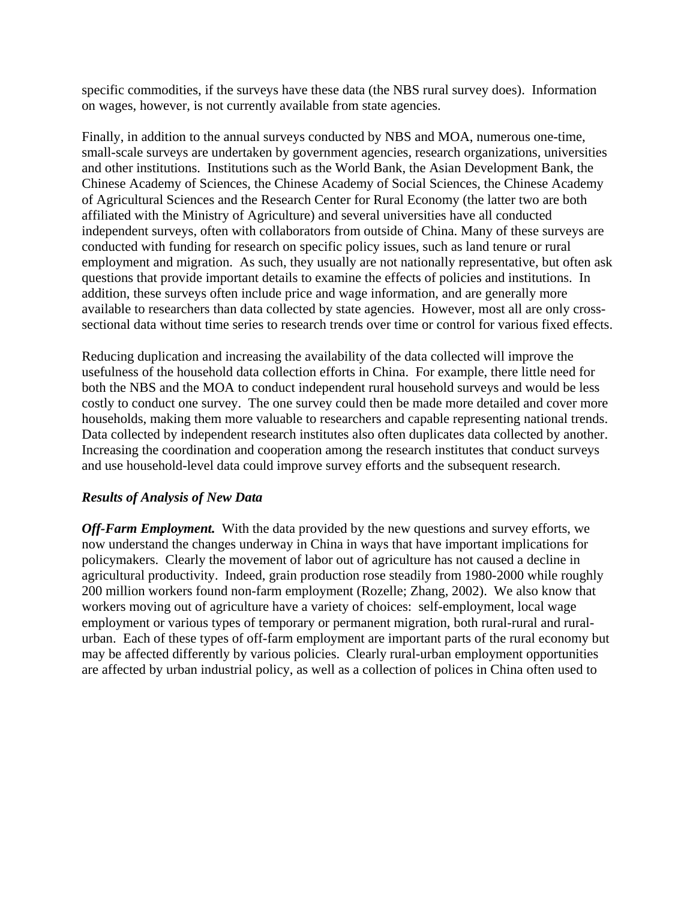specific commodities, if the surveys have these data (the NBS rural survey does). Information on wages, however, is not currently available from state agencies.

Finally, in addition to the annual surveys conducted by NBS and MOA, numerous one-time, small-scale surveys are undertaken by government agencies, research organizations, universities and other institutions. Institutions such as the World Bank, the Asian Development Bank, the Chinese Academy of Sciences, the Chinese Academy of Social Sciences, the Chinese Academy of Agricultural Sciences and the Research Center for Rural Economy (the latter two are both affiliated with the Ministry of Agriculture) and several universities have all conducted independent surveys, often with collaborators from outside of China. Many of these surveys are conducted with funding for research on specific policy issues, such as land tenure or rural employment and migration. As such, they usually are not nationally representative, but often ask questions that provide important details to examine the effects of policies and institutions. In addition, these surveys often include price and wage information, and are generally more available to researchers than data collected by state agencies. However, most all are only cross-sectional data without time series to research trends over time or control for various fixed effects.

Reducing duplication and increasing the availability of the data collected will improve the usefulness of the household data collection efforts in China. For example, there little need for both the NBS and the MOA to conduct independent rural household surveys and would be less costly to conduct one survey. The one survey could then be made more detailed and cover more households, making them more valuable to researchers and capable representing national trends. Data collected by independent research institutes also often duplicates data collected by another. Increasing the coordination and cooperation among the research institutes that conduct surveys and use household-level data could improve survey efforts and the subsequent research.

### *Results of Analysis of New Data*

***Off-Farm Employment.*** With the data provided by the new questions and survey efforts, we now understand the changes underway in China in ways that have important implications for policymakers. Clearly the movement of labor out of agriculture has not caused a decline in agricultural productivity. Indeed, grain production rose steadily from 1980-2000 while roughly 200 million workers found non-farm employment (Rozelle; Zhang, 2002). We also know that workers moving out of agriculture have a variety of choices: self-employment, local wage employment or various types of temporary or permanent migration, both rural-rural and rural-urban. Each of these types of off-farm employment are important parts of the rural economy but may be affected differently by various policies. Clearly rural-urban employment opportunities are affected by urban industrial policy, as well as a collection of polices in China often used to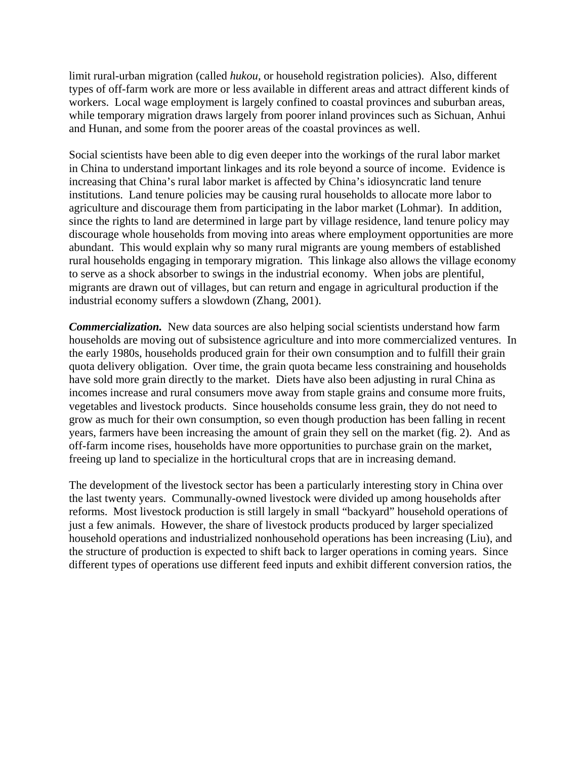limit rural-urban migration (called *hukou*, or household registration policies). Also, different types of off-farm work are more or less available in different areas and attract different kinds of workers. Local wage employment is largely confined to coastal provinces and suburban areas, while temporary migration draws largely from poorer inland provinces such as Sichuan, Anhui and Hunan, and some from the poorer areas of the coastal provinces as well.

Social scientists have been able to dig even deeper into the workings of the rural labor market in China to understand important linkages and its role beyond a source of income. Evidence is increasing that China's rural labor market is affected by China's idiosyncratic land tenure institutions. Land tenure policies may be causing rural households to allocate more labor to agriculture and discourage them from participating in the labor market (Lohmar). In addition, since the rights to land are determined in large part by village residence, land tenure policy may discourage whole households from moving into areas where employment opportunities are more abundant. This would explain why so many rural migrants are young members of established rural households engaging in temporary migration. This linkage also allows the village economy to serve as a shock absorber to swings in the industrial economy. When jobs are plentiful, migrants are drawn out of villages, but can return and engage in agricultural production if the industrial economy suffers a slowdown (Zhang, 2001).

***Commercialization.*** New data sources are also helping social scientists understand how farm households are moving out of subsistence agriculture and into more commercialized ventures. In the early 1980s, households produced grain for their own consumption and to fulfill their grain quota delivery obligation. Over time, the grain quota became less constraining and households have sold more grain directly to the market. Diets have also been adjusting in rural China as incomes increase and rural consumers move away from staple grains and consume more fruits, vegetables and livestock products. Since households consume less grain, they do not need to grow as much for their own consumption, so even though production has been falling in recent years, farmers have been increasing the amount of grain they sell on the market (fig. 2). And as off-farm income rises, households have more opportunities to purchase grain on the market, freeing up land to specialize in the horticultural crops that are in increasing demand.

The development of the livestock sector has been a particularly interesting story in China over the last twenty years. Communally-owned livestock were divided up among households after reforms. Most livestock production is still largely in small "backyard" household operations of just a few animals. However, the share of livestock products produced by larger specialized household operations and industrialized nonhousehold operations has been increasing (Liu), and the structure of production is expected to shift back to larger operations in coming years. Since different types of operations use different feed inputs and exhibit different conversion ratios, the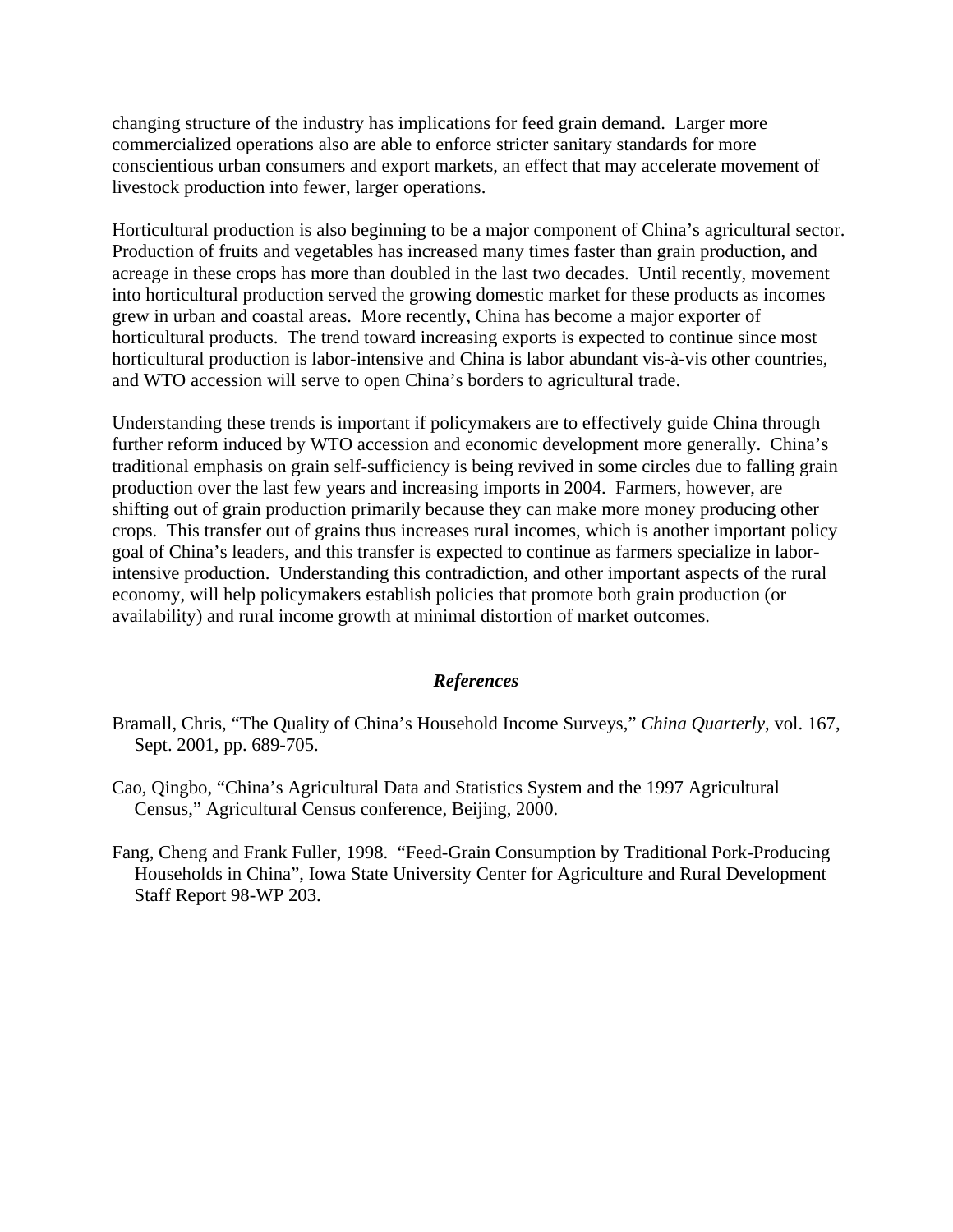changing structure of the industry has implications for feed grain demand. Larger more commercialized operations also are able to enforce stricter sanitary standards for more conscientious urban consumers and export markets, an effect that may accelerate movement of livestock production into fewer, larger operations.

Horticultural production is also beginning to be a major component of China's agricultural sector. Production of fruits and vegetables has increased many times faster than grain production, and acreage in these crops has more than doubled in the last two decades. Until recently, movement into horticultural production served the growing domestic market for these products as incomes grew in urban and coastal areas. More recently, China has become a major exporter of horticultural products. The trend toward increasing exports is expected to continue since most horticultural production is labor-intensive and China is labor abundant vis-à-vis other countries, and WTO accession will serve to open China's borders to agricultural trade.

Understanding these trends is important if policymakers are to effectively guide China through further reform induced by WTO accession and economic development more generally. China's traditional emphasis on grain self-sufficiency is being revived in some circles due to falling grain production over the last few years and increasing imports in 2004. Farmers, however, are shifting out of grain production primarily because they can make more money producing other crops. This transfer out of grains thus increases rural incomes, which is another important policy goal of China's leaders, and this transfer is expected to continue as farmers specialize in labor-intensive production. Understanding this contradiction, and other important aspects of the rural economy, will help policymakers establish policies that promote both grain production (or availability) and rural income growth at minimal distortion of market outcomes.

### ***References***

Bramall, Chris, "The Quality of China's Household Income Surveys," *China Quarterly*, vol. 167, Sept. 2001, pp. 689-705.

Cao, Qingbo, "China's Agricultural Data and Statistics System and the 1997 Agricultural Census," Agricultural Census conference, Beijing, 2000.

Fang, Cheng and Frank Fuller, 1998. "Feed-Grain Consumption by Traditional Pork-Producing Households in China", Iowa State University Center for Agriculture and Rural Development Staff Report 98-WP 203.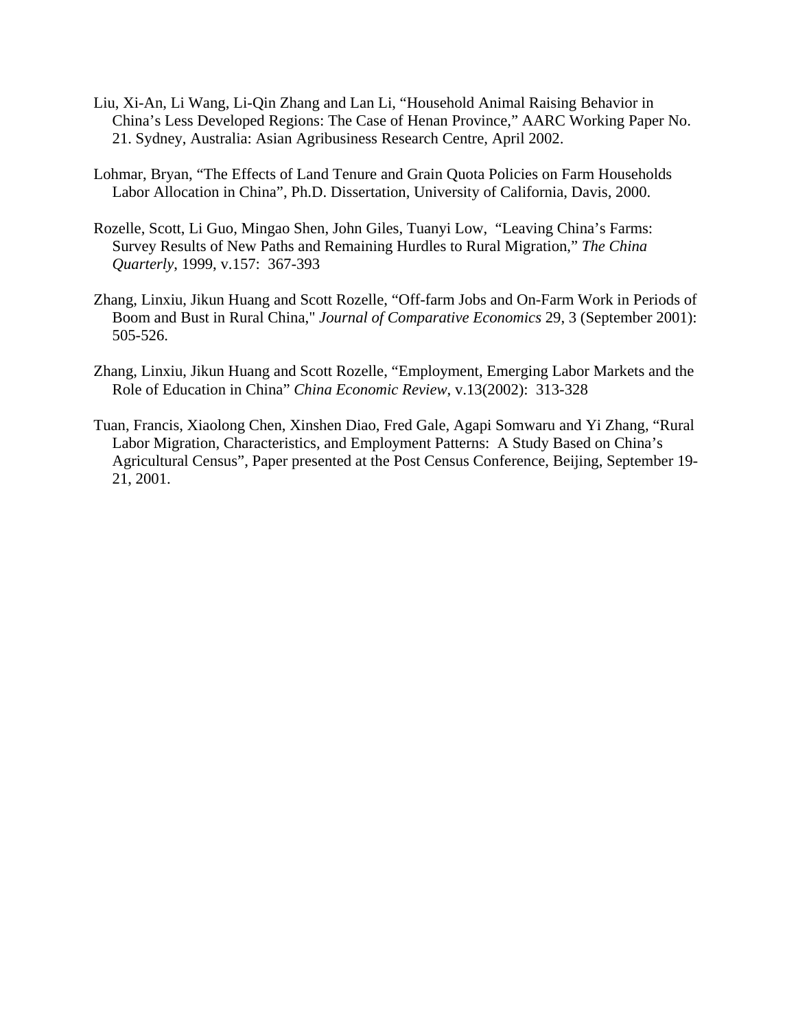Liu, Xi-An, Li Wang, Li-Qin Zhang and Lan Li, "Household Animal Raising Behavior in China's Less Developed Regions: The Case of Henan Province," AARC Working Paper No. 21. Sydney, Australia: Asian Agribusiness Research Centre, April 2002.

Lohmar, Bryan, "The Effects of Land Tenure and Grain Quota Policies on Farm Households Labor Allocation in China", Ph.D. Dissertation, University of California, Davis, 2000.

Rozelle, Scott, Li Guo, Mingao Shen, John Giles, Tuanyi Low, "Leaving China's Farms: Survey Results of New Paths and Remaining Hurdles to Rural Migration," *The China Quarterly*, 1999, v.157: 367-393

Zhang, Linxiu, Jikun Huang and Scott Rozelle, "Off-farm Jobs and On-Farm Work in Periods of Boom and Bust in Rural China," *Journal of Comparative Economics* 29, 3 (September 2001): 505-526.

Zhang, Linxiu, Jikun Huang and Scott Rozelle, "Employment, Emerging Labor Markets and the Role of Education in China" *China Economic Review*, v.13(2002): 313-328

Tuan, Francis, Xiaolong Chen, Xinshen Diao, Fred Gale, Agapi Somwaru and Yi Zhang, "Rural Labor Migration, Characteristics, and Employment Patterns: A Study Based on China's Agricultural Census", Paper presented at the Post Census Conference, Beijing, September 19-21, 2001.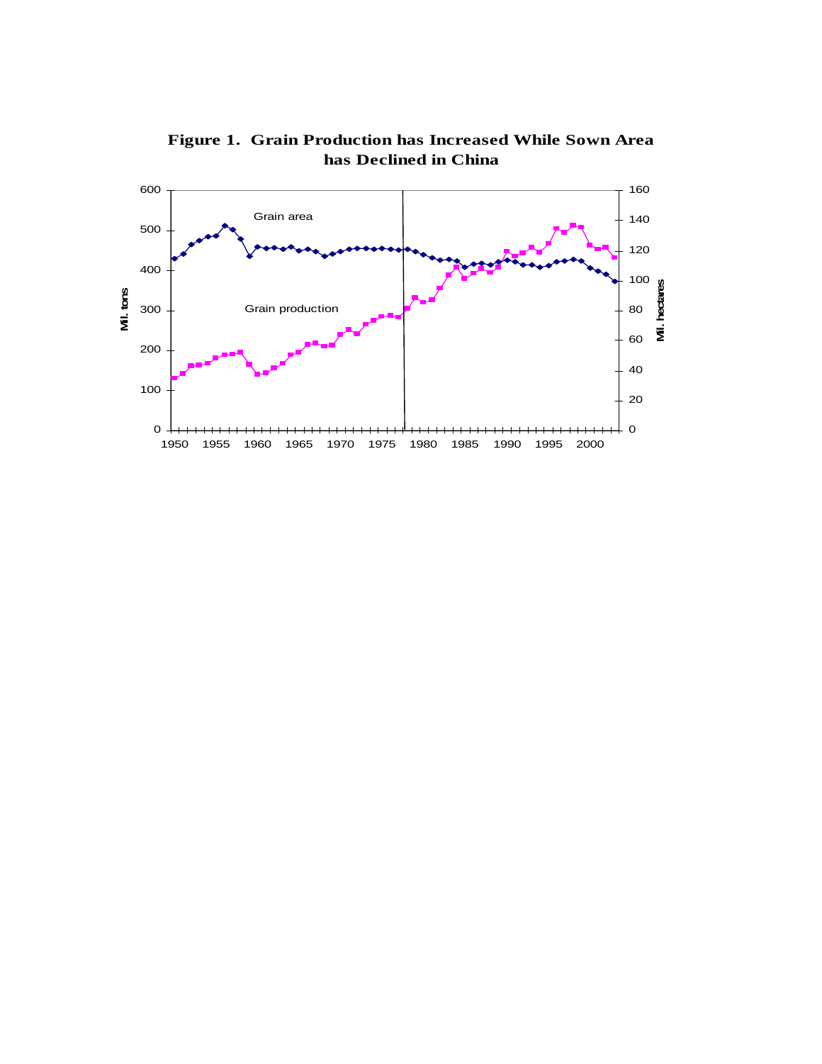**Figure 1. Grain Production has Increased While Sown Area has Declined in China**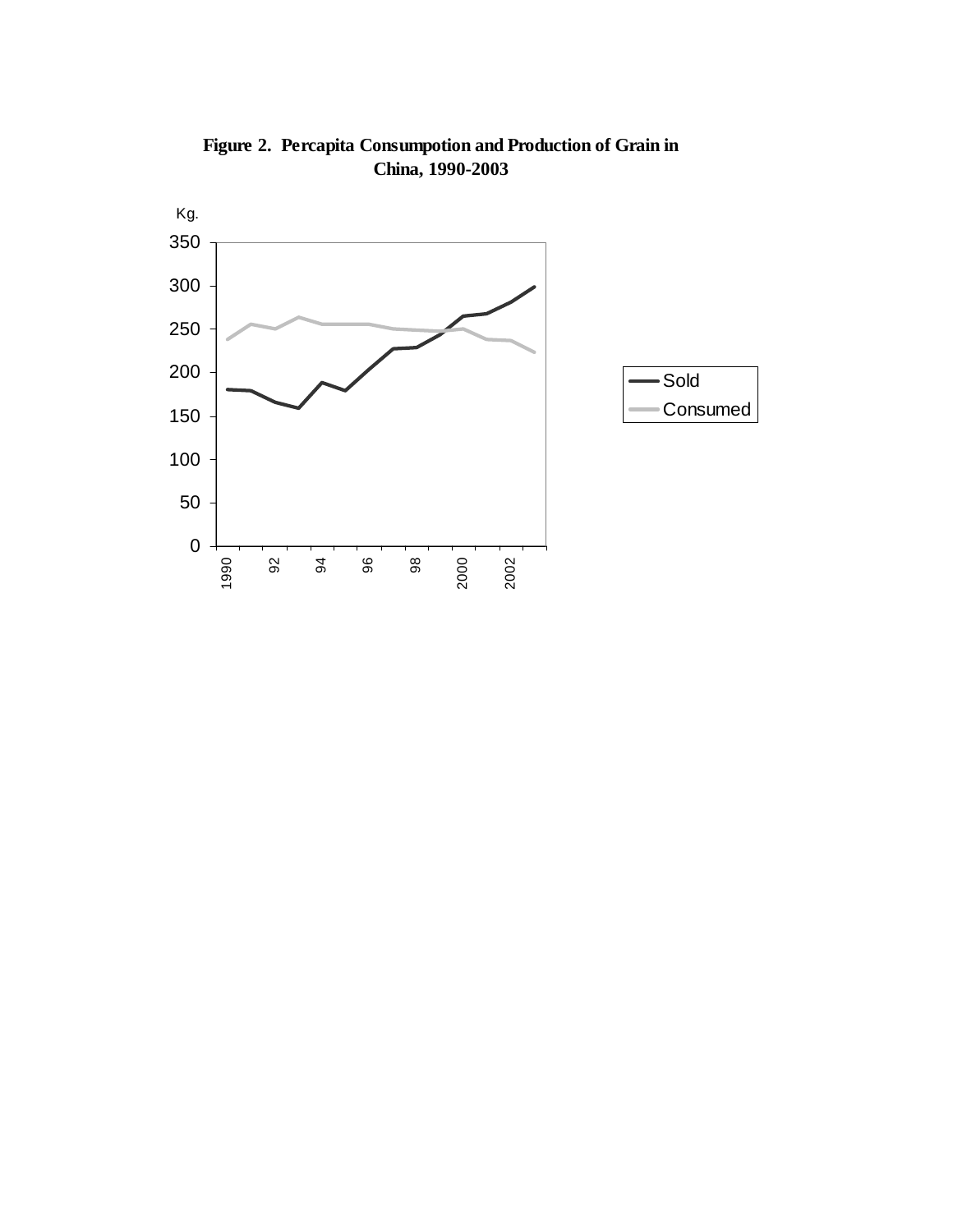**Figure 2. Percapita Consumpotion and Production of Grain in China, 1990-2003**

Kg.

350
300
250
200
150
100
50
0

1990
92
94
96
98
2000
2002

Sold
Consumed